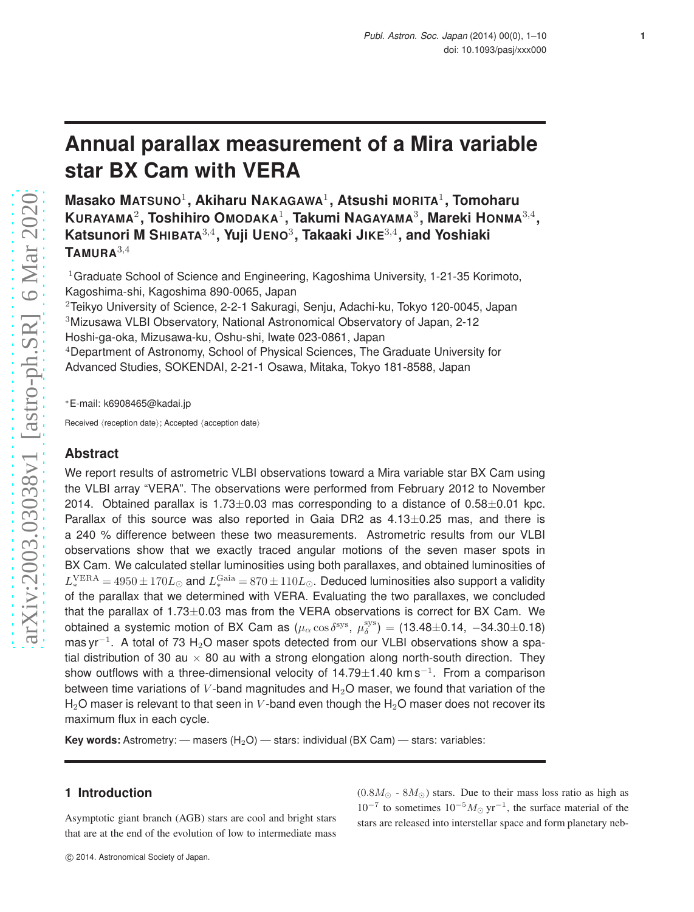# Annual parallax measurement of a Mira variable star BX Cam with VERA

**Masako MATSUNO**[1], **Akiharu NAKAGAWA**[1], **Atsushi MORITA**[1], **Tomoharu KURAYAMA**[2], **Toshihiro OMODAKA**[1], **Takumi NAGAYAMA**[3], **Mareki HONMA**[3,4], **Katsunori M SHIBATA**[3,4], **Yuji UENO**[3], **Takaaki JIKE**[3,4], **and Yoshiaki TAMURA**[3,4]

[1]Graduate School of Science and Engineering, Kagoshima University, 1-21-35 Korimoto, Kagoshima-shi, Kagoshima 890-0065, Japan
[2]Teikyo University of Science, 2-2-1 Sakuragi, Senju, Adachi-ku, Tokyo 120-0045, Japan
[3]Mizusawa VLBI Observatory, National Astronomical Observatory of Japan, 2-12 Hoshi-ga-oka, Mizusawa-ku, Oshu-shi, Iwate 023-0861, Japan
[4]Department of Astronomy, School of Physical Sciences, The Graduate University for Advanced Studies, SOKENDAI, 2-21-1 Osawa, Mitaka, Tokyo 181-8588, Japan

*E-mail: k6908465@kadai.jp

Received ⟨reception date⟩; Accepted ⟨acception date⟩

## Abstract

We report results of astrometric VLBI observations toward a Mira variable star BX Cam using the VLBI array "VERA". The observations were performed from February 2012 to November 2014. Obtained parallax is 1.73±0.03 mas corresponding to a distance of 0.58±0.01 kpc. Parallax of this source was also reported in Gaia DR2 as 4.13±0.25 mas, and there is a 240 % difference between these two measurements. Astrometric results from our VLBI observations show that we exactly traced angular motions of the seven maser spots in BX Cam. We calculated stellar luminosities using both parallaxes, and obtained luminosities of $L_*^{\rm VERA} = 4950 \pm 170 L_\odot$ and $L_*^{\rm Gaia} = 870 \pm 110 L_\odot$. Deduced luminosities also support a validity of the parallax that we determined with VERA. Evaluating the two parallaxes, we concluded that the parallax of 1.73±0.03 mas from the VERA observations is correct for BX Cam. We obtained a systemic motion of BX Cam as ($\mu_\alpha \cos\delta^{\rm sys}$, $\mu_\delta^{\rm sys}$) = (13.48±0.14, −34.30±0.18) mas yr$^{-1}$. A total of 73 $H_2O$ maser spots detected from our VLBI observations show a spatial distribution of 30 au × 80 au with a strong elongation along north-south direction. They show outflows with a three-dimensional velocity of 14.79±1.40 km s$^{-1}$. From a comparison between time variations of $V$-band magnitudes and $H_2O$ maser, we found that variation of the $H_2O$ maser is relevant to that seen in $V$-band even though the $H_2O$ maser does not recover its maximum flux in each cycle.

**Key words:** Astrometry: — masers ($H_2O$) — stars: individual (BX Cam) — stars: variables:

## 1 Introduction

Asymptotic giant branch (AGB) stars are cool and bright stars that are at the end of the evolution of low to intermediate mass ($0.8 M_\odot$ - $8 M_\odot$) stars. Due to their mass loss ratio as high as $10^{-7}$ to sometimes $10^{-5} M_\odot\,{\rm yr}^{-1}$, the surface material of the stars are released into interstellar space and form planetary neb-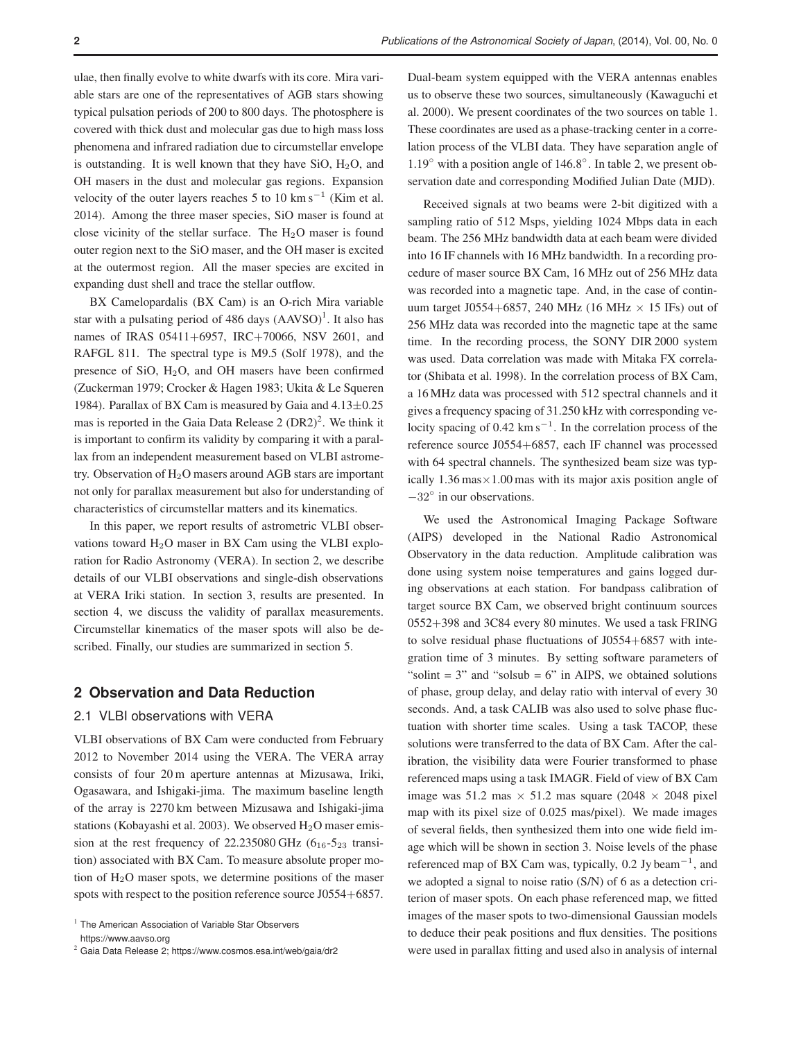ulae, then finally evolve to white dwarfs with its core. Mira variable stars are one of the representatives of AGB stars showing typical pulsation periods of 200 to 800 days. The photosphere is covered with thick dust and molecular gas due to high mass loss phenomena and infrared radiation due to circumstellar envelope is outstanding. It is well known that they have SiO, $H_2O$, and OH masers in the dust and molecular gas regions. Expansion velocity of the outer layers reaches 5 to 10 km $s^{-1}$ (Kim et al. 2014). Among the three maser species, SiO maser is found at close vicinity of the stellar surface. The $H_2O$ maser is found outer region next to the SiO maser, and the OH maser is excited at the outermost region. All the maser species are excited in expanding dust shell and trace the stellar outflow.

BX Camelopardalis (BX Cam) is an O-rich Mira variable star with a pulsating period of 486 days (AAVSO)[1]. It also has names of IRAS 05411+6957, IRC+70066, NSV 2601, and RAFGL 811. The spectral type is M9.5 (Solf 1978), and the presence of SiO, $H_2O$, and OH masers have been confirmed (Zuckerman 1979; Crocker & Hagen 1983; Ukita & Le Squeren 1984). Parallax of BX Cam is measured by Gaia and $4.13\pm0.25$ mas is reported in the Gaia Data Release 2 (DR2)[2]. We think it is important to confirm its validity by comparing it with a parallax from an independent measurement based on VLBI astrometry. Observation of $H_2O$ masers around AGB stars are important not only for parallax measurement but also for understanding of characteristics of circumstellar matters and its kinematics.

In this paper, we report results of astrometric VLBI observations toward $H_2O$ maser in BX Cam using the VLBI exploration for Radio Astronomy (VERA). In section 2, we describe details of our VLBI observations and single-dish observations at VERA Iriki station. In section 3, results are presented. In section 4, we discuss the validity of parallax measurements. Circumstellar kinematics of the maser spots will also be described. Finally, our studies are summarized in section 5.

## 2 Observation and Data Reduction

### 2.1 VLBI observations with VERA

VLBI observations of BX Cam were conducted from February 2012 to November 2014 using the VERA. The VERA array consists of four 20 m aperture antennas at Mizusawa, Iriki, Ogasawara, and Ishigaki-jima. The maximum baseline length of the array is 2270 km between Mizusawa and Ishigaki-jima stations (Kobayashi et al. 2003). We observed $H_2O$ maser emission at the rest frequency of 22.235080 GHz ($6_{16}$-$5_{23}$ transition) associated with BX Cam. To measure absolute proper motion of $H_2O$ maser spots, we determine positions of the maser spots with respect to the position reference source J0554+6857. Dual-beam system equipped with the VERA antennas enables us to observe these two sources, simultaneously (Kawaguchi et al. 2000). We present coordinates of the two sources on table 1. These coordinates are used as a phase-tracking center in a correlation process of the VLBI data. They have separation angle of $1.19^\circ$ with a position angle of $146.8^\circ$. In table 2, we present observation date and corresponding Modified Julian Date (MJD).

Received signals at two beams were 2-bit digitized with a sampling ratio of 512 Msps, yielding 1024 Mbps data in each beam. The 256 MHz bandwidth data at each beam were divided into 16 IF channels with 16 MHz bandwidth. In a recording procedure of maser source BX Cam, 16 MHz out of 256 MHz data was recorded into a magnetic tape. And, in the case of continuum target J0554+6857, 240 MHz (16 MHz $\times$ 15 IFs) out of 256 MHz data was recorded into the magnetic tape at the same time. In the recording process, the SONY DIR 2000 system was used. Data correlation was made with Mitaka FX correlator (Shibata et al. 1998). In the correlation process of BX Cam, a 16 MHz data was processed with 512 spectral channels and it gives a frequency spacing of 31.250 kHz with corresponding velocity spacing of 0.42 km $s^{-1}$. In the correlation process of the reference source J0554+6857, each IF channel was processed with 64 spectral channels. The synthesized beam size was typically 1.36 mas$\times$1.00 mas with its major axis position angle of $-32^\circ$ in our observations.

We used the Astronomical Imaging Package Software (AIPS) developed in the National Radio Astronomical Observatory in the data reduction. Amplitude calibration was done using system noise temperatures and gains logged during observations at each station. For bandpass calibration of target source BX Cam, we observed bright continuum sources 0552+398 and 3C84 every 80 minutes. We used a task FRING to solve residual phase fluctuations of J0554+6857 with integration time of 3 minutes. By setting software parameters of "solint = 3" and "solsub = 6" in AIPS, we obtained solutions of phase, group delay, and delay ratio with interval of every 30 seconds. And, a task CALIB was also used to solve phase fluctuation with shorter time scales. Using a task TACOP, these solutions were transferred to the data of BX Cam. After the calibration, the visibility data were Fourier transformed to phase referenced maps using a task IMAGR. Field of view of BX Cam image was 51.2 mas $\times$ 51.2 mas square (2048 $\times$ 2048 pixel map with its pixel size of 0.025 mas/pixel). We made images of several fields, then synthesized them into one wide field image which will be shown in section 3. Noise levels of the phase referenced map of BX Cam was, typically, 0.2 Jy $beam^{-1}$, and we adopted a signal to noise ratio (S/N) of 6 as a detection criterion of maser spots. On each phase referenced map, we fitted images of the maser spots to two-dimensional Gaussian models to deduce their peak positions and flux densities. The positions were used in parallax fitting and used also in analysis of internal

[1] The American Association of Variable Star Observers https://www.aavso.org

[2] Gaia Data Release 2; https://www.cosmos.esa.int/web/gaia/dr2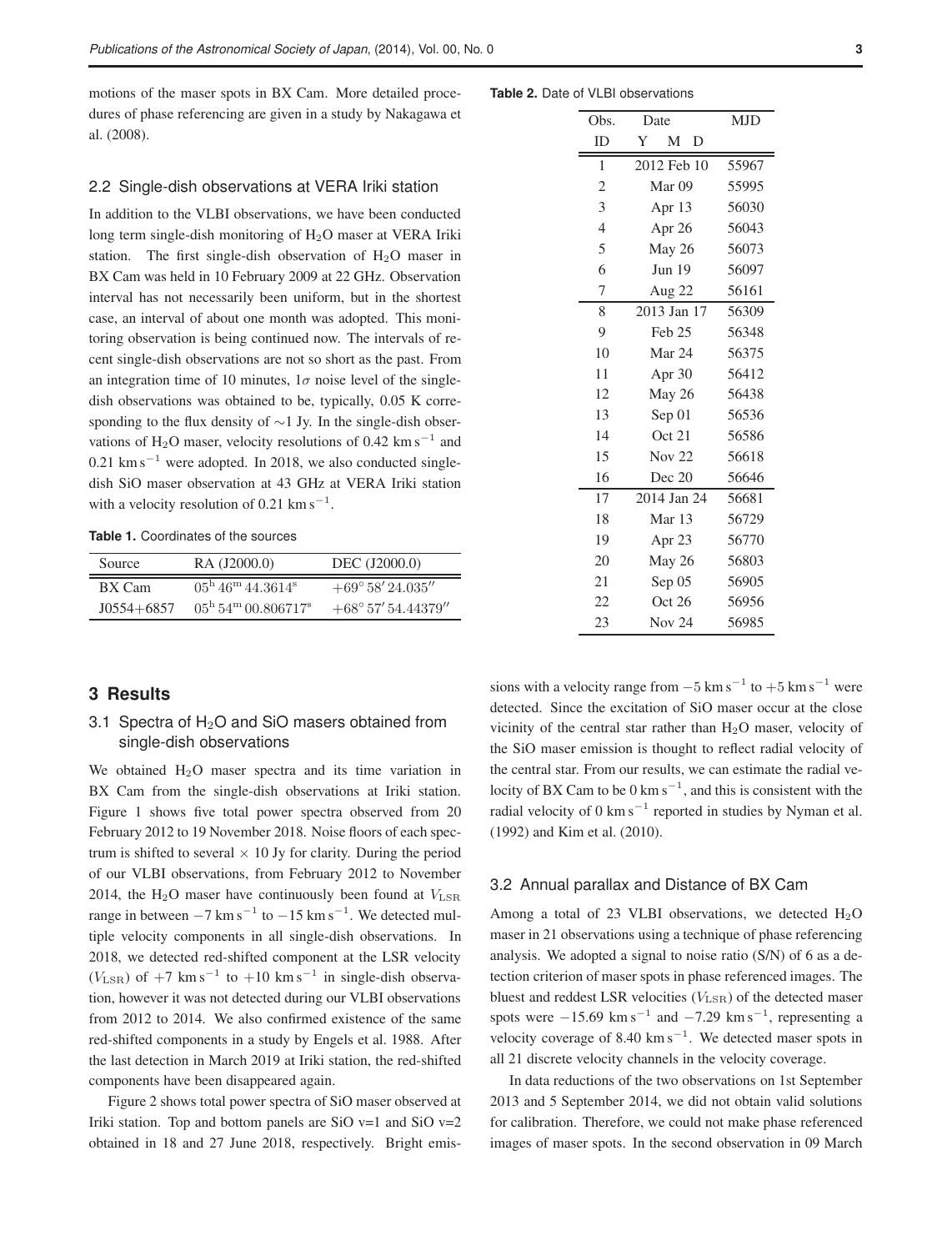motions of the maser spots in BX Cam. More detailed procedures of phase referencing are given in a study by Nakagawa et al. (2008).

## 2.2 Single-dish observations at VERA Iriki station

In addition to the VLBI observations, we have been conducted long term single-dish monitoring of $H_2O$ maser at VERA Iriki station. The first single-dish observation of $H_2O$ maser in BX Cam was held in 10 February 2009 at 22 GHz. Observation interval has not necessarily been uniform, but in the shortest case, an interval of about one month was adopted. This monitoring observation is being continued now. The intervals of recent single-dish observations are not so short as the past. From an integration time of 10 minutes, $1\sigma$ noise level of the single-dish observations was obtained to be, typically, 0.05 K corresponding to the flux density of $\sim$1 Jy. In the single-dish observations of $H_2O$ maser, velocity resolutions of 0.42 $\mathrm{km\,s^{-1}}$ and 0.21 $\mathrm{km\,s^{-1}}$ were adopted. In 2018, we also conducted single-dish SiO maser observation at 43 GHz at VERA Iriki station with a velocity resolution of 0.21 $\mathrm{km\,s^{-1}}$.

**Table 1.** Coordinates of the sources

| Source | RA (J2000.0) | DEC (J2000.0) |
|---|---|---|
| BX Cam | $05^{\mathrm{h}}\,46^{\mathrm{m}}\,44.3614^{\mathrm{s}}$ | $+69^\circ\,58'\,24.035''$ |
| J0554+6857 | $05^{\mathrm{h}}\,54^{\mathrm{m}}\,00.806717^{\mathrm{s}}$ | $+68^\circ\,57'\,54.44379''$ |

**Table 2.** Date of VLBI observations

| Obs. ID | Date Y M D | MJD |
|---|---|---|
| 1 | 2012 Feb 10 | 55967 |
| 2 | Mar 09 | 55995 |
| 3 | Apr 13 | 56030 |
| 4 | Apr 26 | 56043 |
| 5 | May 26 | 56073 |
| 6 | Jun 19 | 56097 |
| 7 | Aug 22 | 56161 |
| 8 | 2013 Jan 17 | 56309 |
| 9 | Feb 25 | 56348 |
| 10 | Mar 24 | 56375 |
| 11 | Apr 30 | 56412 |
| 12 | May 26 | 56438 |
| 13 | Sep 01 | 56536 |
| 14 | Oct 21 | 56586 |
| 15 | Nov 22 | 56618 |
| 16 | Dec 20 | 56646 |
| 17 | 2014 Jan 24 | 56681 |
| 18 | Mar 13 | 56729 |
| 19 | Apr 23 | 56770 |
| 20 | May 26 | 56803 |
| 21 | Sep 05 | 56905 |
| 22 | Oct 26 | 56956 |
| 23 | Nov 24 | 56985 |

# 3 Results

## 3.1 Spectra of $H_2O$ and SiO masers obtained from single-dish observations

We obtained $H_2O$ maser spectra and its time variation in BX Cam from the single-dish observations at Iriki station. Figure 1 shows five total power spectra observed from 20 February 2012 to 19 November 2018. Noise floors of each spectrum is shifted to several $\times$ 10 Jy for clarity. During the period of our VLBI observations, from February 2012 to November 2014, the $H_2O$ maser have continuously been found at $V_{\mathrm{LSR}}$ range in between $-7\ \mathrm{km\,s^{-1}}$ to $-15\ \mathrm{km\,s^{-1}}$. We detected multiple velocity components in all single-dish observations. In 2018, we detected red-shifted component at the LSR velocity ($V_{\mathrm{LSR}}$) of $+7\ \mathrm{km\,s^{-1}}$ to $+10\ \mathrm{km\,s^{-1}}$ in single-dish observation, however it was not detected during our VLBI observations from 2012 to 2014. We also confirmed existence of the same red-shifted components in a study by Engels et al. 1988. After the last detection in March 2019 at Iriki station, the red-shifted components have been disappeared again.

Figure 2 shows total power spectra of SiO maser observed at Iriki station. Top and bottom panels are SiO v=1 and SiO v=2 obtained in 18 and 27 June 2018, respectively. Bright emissions with a velocity range from $-5\ \mathrm{km\,s^{-1}}$ to $+5\ \mathrm{km\,s^{-1}}$ were detected. Since the excitation of SiO maser occur at the close vicinity of the central star rather than $H_2O$ maser, velocity of the SiO maser emission is thought to reflect radial velocity of the central star. From our results, we can estimate the radial velocity of BX Cam to be 0 $\mathrm{km\,s^{-1}}$, and this is consistent with the radial velocity of 0 $\mathrm{km\,s^{-1}}$ reported in studies by Nyman et al. (1992) and Kim et al. (2010).

## 3.2 Annual parallax and Distance of BX Cam

Among a total of 23 VLBI observations, we detected $H_2O$ maser in 21 observations using a technique of phase referencing analysis. We adopted a signal to noise ratio (S/N) of 6 as a detection criterion of maser spots in phase referenced images. The bluest and reddest LSR velocities ($V_{\mathrm{LSR}}$) of the detected maser spots were $-15.69\ \mathrm{km\,s^{-1}}$ and $-7.29\ \mathrm{km\,s^{-1}}$, representing a velocity coverage of 8.40 $\mathrm{km\,s^{-1}}$. We detected maser spots in all 21 discrete velocity channels in the velocity coverage.

In data reductions of the two observations on 1st September 2013 and 5 September 2014, we did not obtain valid solutions for calibration. Therefore, we could not make phase referenced images of maser spots. In the second observation in 09 March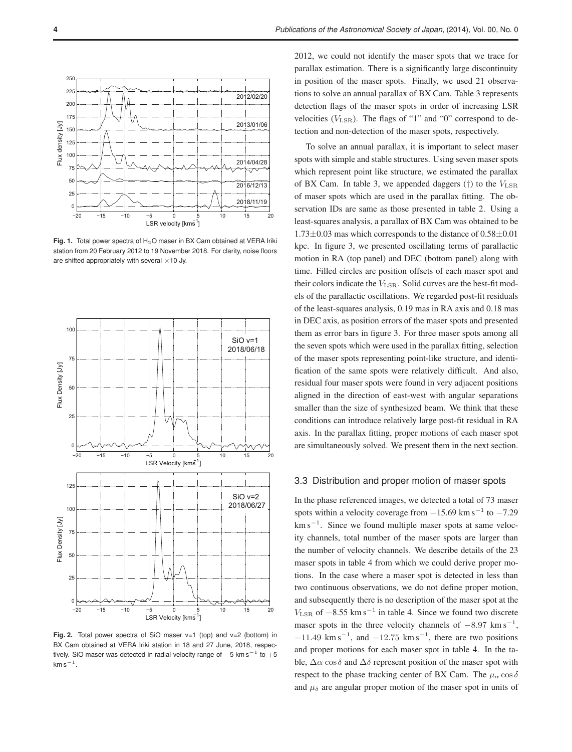Fig. 1. Total power spectra of $H_2O$ maser in BX Cam obtained at VERA Iriki station from 20 February 2012 to 19 November 2018. For clarity, noise floors are shifted appropriately with several $\times 10$ Jy.

Fig. 2. Total power spectra of SiO maser v=1 (top) and v=2 (bottom) in BX Cam obtained at VERA Iriki station in 18 and 27 June, 2018, respectively. SiO maser was detected in radial velocity range of $-5$ km s$^{-1}$ to $+5$ km s$^{-1}$.

2012, we could not identify the maser spots that we trace for parallax estimation. There is a significantly large discontinuity in position of the maser spots. Finally, we used 21 observations to solve an annual parallax of BX Cam. Table 3 represents detection flags of the maser spots in order of increasing LSR velocities ($V_{\rm LSR}$). The flags of "1" and "0" correspond to detection and non-detection of the maser spots, respectively.

To solve an annual parallax, it is important to select maser spots with simple and stable structures. Using seven maser spots which represent point like structure, we estimated the parallax of BX Cam. In table 3, we appended daggers (†) to the $V_{\rm LSR}$ of maser spots which are used in the parallax fitting. The observation IDs are same as those presented in table 2. Using a least-squares analysis, a parallax of BX Cam was obtained to be $1.73 \pm 0.03$ mas which corresponds to the distance of $0.58 \pm 0.01$ kpc. In figure 3, we presented oscillating terms of parallactic motion in RA (top panel) and DEC (bottom panel) along with time. Filled circles are position offsets of each maser spot and their colors indicate the $V_{\rm LSR}$. Solid curves are the best-fit models of the parallactic oscillations. We regarded post-fit residuals of the least-squares analysis, 0.19 mas in RA axis and 0.18 mas in DEC axis, as position errors of the maser spots and presented them as error bars in figure 3. For three maser spots among all the seven spots which were used in the parallax fitting, selection of the maser spots representing point-like structure, and identification of the same spots were relatively difficult. And also, residual four maser spots were found in very adjacent positions aligned in the direction of east-west with angular separations smaller than the size of synthesized beam. We think that these conditions can introduce relatively large post-fit residual in RA axis. In the parallax fitting, proper motions of each maser spot are simultaneously solved. We present them in the next section.

### 3.3 Distribution and proper motion of maser spots

In the phase referenced images, we detected a total of 73 maser spots within a velocity coverage from $-15.69$ km s$^{-1}$ to $-7.29$ km s$^{-1}$. Since we found multiple maser spots at same velocity channels, total number of the maser spots are larger than the number of velocity channels. We describe details of the 23 maser spots in table 4 from which we could derive proper motions. In the case where a maser spot is detected in less than two continuous observations, we do not define proper motion, and subsequently there is no description of the maser spot at the $V_{\rm LSR}$ of $-8.55$ km s$^{-1}$ in table 4. Since we found two discrete maser spots in the three velocity channels of $-8.97$ km s$^{-1}$, $-11.49$ km s$^{-1}$, and $-12.75$ km s$^{-1}$, there are two positions and proper motions for each maser spot in table 4. In the table, $\Delta\alpha \cos\delta$ and $\Delta\delta$ represent position of the maser spot with respect to the phase tracking center of BX Cam. The $\mu_\alpha \cos\delta$ and $\mu_\delta$ are angular proper motion of the maser spot in units of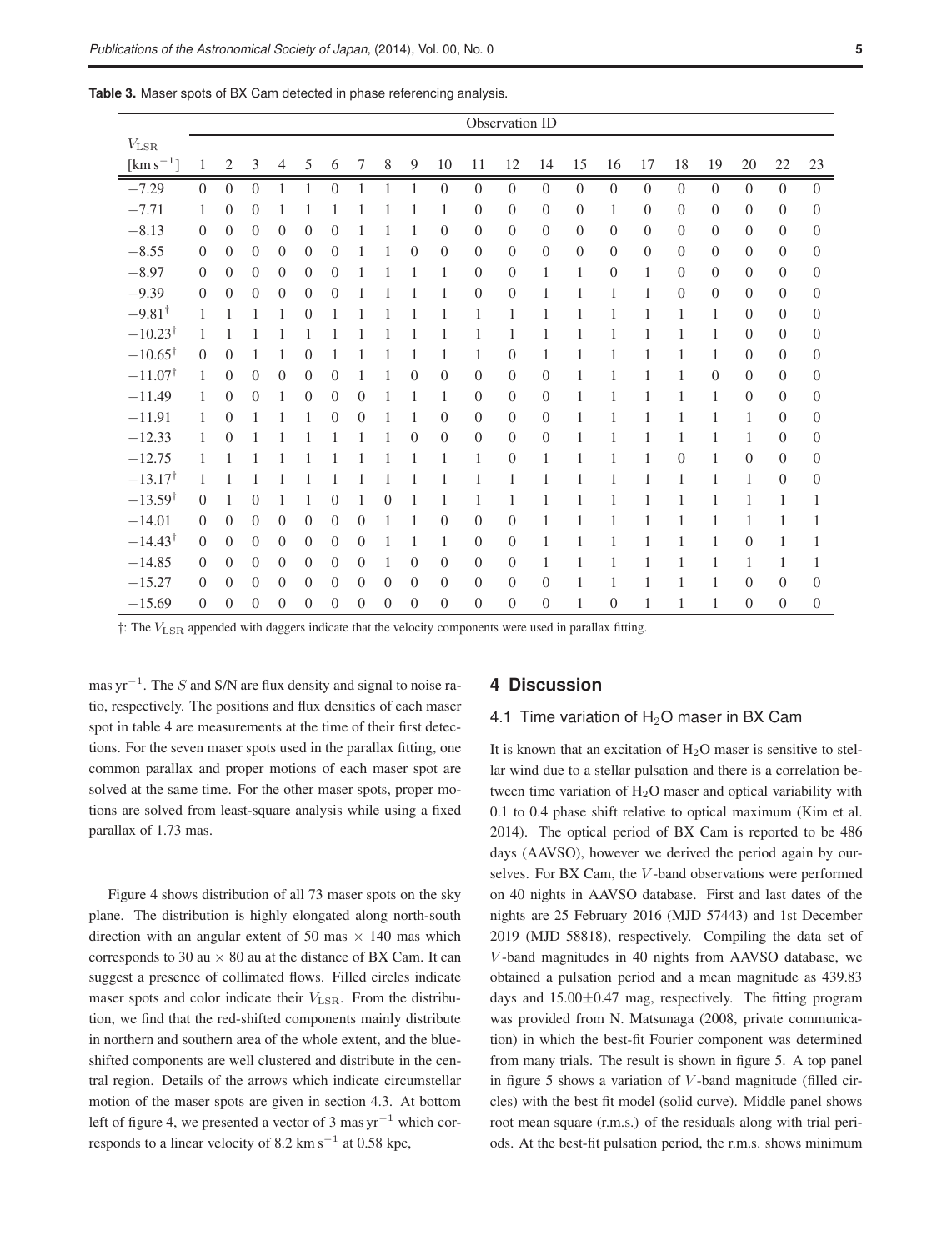**Table 3.** Maser spots of BX Cam detected in phase referencing analysis.

| $V_{\rm LSR}$ | Observation ID | | | | | | | | | | | | | | | | | | | | |
|---|---|---|---|---|---|---|---|---|---|---|---|---|---|---|---|---|---|---|---|---|---|
| [km s$^{-1}$] | 1 | 2 | 3 | 4 | 5 | 6 | 7 | 8 | 9 | 10 | 11 | 12 | 14 | 15 | 16 | 17 | 18 | 19 | 20 | 22 | 23 |
| −7.29 | 0 | 0 | 0 | 1 | 1 | 0 | 1 | 1 | 1 | 0 | 0 | 0 | 0 | 0 | 0 | 0 | 0 | 0 | 0 | 0 | 0 |
| −7.71 | 1 | 0 | 0 | 1 | 1 | 1 | 1 | 1 | 1 | 1 | 0 | 0 | 0 | 0 | 1 | 0 | 0 | 0 | 0 | 0 | 0 |
| −8.13 | 0 | 0 | 0 | 0 | 0 | 0 | 1 | 1 | 1 | 0 | 0 | 0 | 0 | 0 | 0 | 0 | 0 | 0 | 0 | 0 | 0 |
| −8.55 | 0 | 0 | 0 | 0 | 0 | 0 | 1 | 1 | 0 | 0 | 0 | 0 | 0 | 0 | 0 | 0 | 0 | 0 | 0 | 0 | 0 |
| −8.97 | 0 | 0 | 0 | 0 | 0 | 0 | 1 | 1 | 1 | 1 | 0 | 0 | 1 | 1 | 0 | 1 | 0 | 0 | 0 | 0 | 0 |
| −9.39 | 0 | 0 | 0 | 0 | 0 | 0 | 1 | 1 | 1 | 1 | 0 | 0 | 1 | 1 | 1 | 1 | 0 | 0 | 0 | 0 | 0 |
| −9.81† | 1 | 1 | 1 | 1 | 0 | 1 | 1 | 1 | 1 | 1 | 1 | 1 | 1 | 1 | 1 | 1 | 1 | 1 | 0 | 0 | 0 |
| −10.23† | 1 | 1 | 1 | 1 | 1 | 1 | 1 | 1 | 1 | 1 | 1 | 1 | 1 | 1 | 1 | 1 | 1 | 1 | 0 | 0 | 0 |
| −10.65† | 0 | 0 | 1 | 1 | 0 | 1 | 1 | 1 | 1 | 1 | 1 | 0 | 1 | 1 | 1 | 1 | 1 | 1 | 0 | 0 | 0 |
| −11.07† | 1 | 0 | 0 | 0 | 0 | 0 | 1 | 1 | 0 | 0 | 0 | 0 | 0 | 1 | 1 | 1 | 1 | 0 | 0 | 0 | 0 |
| −11.49 | 1 | 0 | 0 | 1 | 0 | 0 | 0 | 1 | 1 | 1 | 0 | 0 | 0 | 1 | 1 | 1 | 1 | 1 | 0 | 0 | 0 |
| −11.91 | 1 | 0 | 1 | 1 | 1 | 0 | 0 | 1 | 1 | 0 | 0 | 0 | 0 | 1 | 1 | 1 | 1 | 1 | 1 | 0 | 0 |
| −12.33 | 1 | 0 | 1 | 1 | 1 | 1 | 1 | 1 | 0 | 0 | 0 | 0 | 0 | 1 | 1 | 1 | 1 | 1 | 1 | 0 | 0 |
| −12.75 | 1 | 1 | 1 | 1 | 1 | 1 | 1 | 1 | 1 | 1 | 1 | 0 | 1 | 1 | 1 | 1 | 0 | 1 | 0 | 0 | 0 |
| −13.17† | 1 | 1 | 1 | 1 | 1 | 1 | 1 | 1 | 1 | 1 | 1 | 1 | 1 | 1 | 1 | 1 | 1 | 1 | 1 | 0 | 0 |
| −13.59† | 0 | 1 | 0 | 1 | 1 | 0 | 1 | 0 | 1 | 1 | 1 | 1 | 1 | 1 | 1 | 1 | 1 | 1 | 1 | 1 | 1 |
| −14.01 | 0 | 0 | 0 | 0 | 0 | 0 | 0 | 1 | 1 | 0 | 0 | 0 | 1 | 1 | 1 | 1 | 1 | 1 | 1 | 1 | 1 |
| −14.43† | 0 | 0 | 0 | 0 | 0 | 0 | 0 | 1 | 1 | 1 | 0 | 0 | 1 | 1 | 1 | 1 | 1 | 1 | 0 | 1 | 1 |
| −14.85 | 0 | 0 | 0 | 0 | 0 | 0 | 0 | 1 | 0 | 0 | 0 | 0 | 1 | 1 | 1 | 1 | 1 | 1 | 1 | 1 | 1 |
| −15.27 | 0 | 0 | 0 | 0 | 0 | 0 | 0 | 0 | 0 | 0 | 0 | 0 | 0 | 1 | 1 | 1 | 1 | 1 | 0 | 0 | 0 |
| −15.69 | 0 | 0 | 0 | 0 | 0 | 0 | 0 | 0 | 0 | 0 | 0 | 0 | 0 | 1 | 0 | 1 | 1 | 1 | 0 | 0 | 0 |

†: The $V_{\rm LSR}$ appended with daggers indicate that the velocity components were used in parallax fitting.

mas yr$^{-1}$. The $S$ and S/N are flux density and signal to noise ratio, respectively. The positions and flux densities of each maser spot in table 4 are measurements at the time of their first detections. For the seven maser spots used in the parallax fitting, one common parallax and proper motions of each maser spot are solved at the same time. For the other maser spots, proper motions are solved from least-square analysis while using a fixed parallax of 1.73 mas.

Figure 4 shows distribution of all 73 maser spots on the sky plane. The distribution is highly elongated along north-south direction with an angular extent of 50 mas × 140 mas which corresponds to 30 au × 80 au at the distance of BX Cam. It can suggest a presence of collimated flows. Filled circles indicate maser spots and color indicate their $V_{\rm LSR}$. From the distribution, we find that the red-shifted components mainly distribute in northern and southern area of the whole extent, and the blue-shifted components are well clustered and distribute in the central region. Details of the arrows which indicate circumstellar motion of the maser spots are given in section 4.3. At bottom left of figure 4, we presented a vector of 3 mas yr$^{-1}$ which corresponds to a linear velocity of 8.2 km s$^{-1}$ at 0.58 kpc,

## 4 Discussion

### 4.1 Time variation of $H_2O$ maser in BX Cam

It is known that an excitation of $H_2O$ maser is sensitive to stellar wind due to a stellar pulsation and there is a correlation between time variation of $H_2O$ maser and optical variability with 0.1 to 0.4 phase shift relative to optical maximum (Kim et al. 2014). The optical period of BX Cam is reported to be 486 days (AAVSO), however we derived the period again by ourselves. For BX Cam, the $V$-band observations were performed on 40 nights in AAVSO database. First and last dates of the nights are 25 February 2016 (MJD 57443) and 1st December 2019 (MJD 58818), respectively. Compiling the data set of $V$-band magnitudes in 40 nights from AAVSO database, we obtained a pulsation period and a mean magnitude as 439.83 days and 15.00±0.47 mag, respectively. The fitting program was provided from N. Matsunaga (2008, private communication) in which the best-fit Fourier component was determined from many trials. The result is shown in figure 5. A top panel in figure 5 shows a variation of $V$-band magnitude (filled circles) with the best fit model (solid curve). Middle panel shows root mean square (r.m.s.) of the residuals along with trial periods. At the best-fit pulsation period, the r.m.s. shows minimum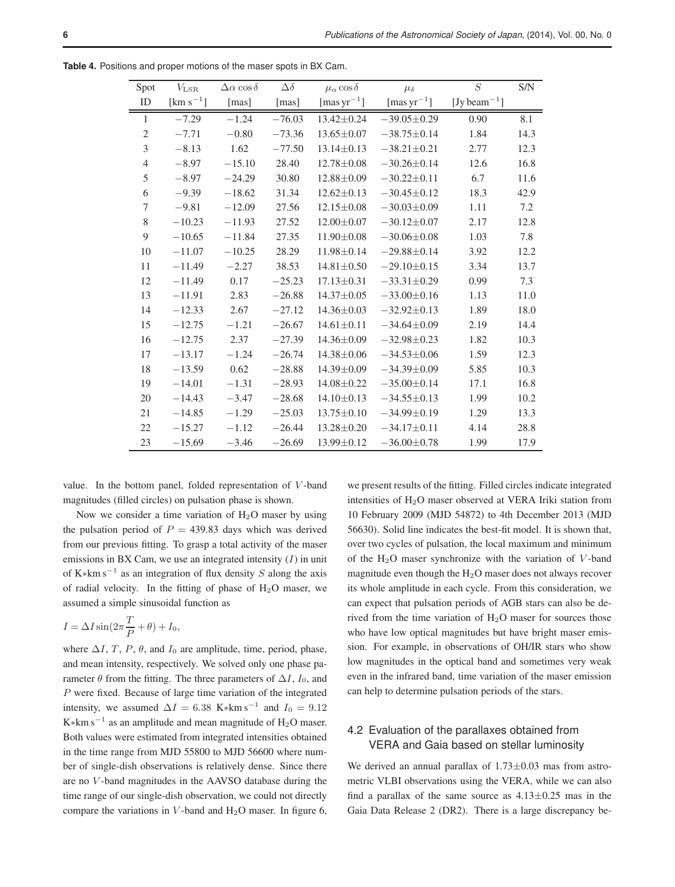**Table 4.** Positions and proper motions of the maser spots in BX Cam.

| Spot ID | $V_{\rm LSR}$ [km s$^{-1}$] | $\Delta\alpha\cos\delta$ [mas] | $\Delta\delta$ [mas] | $\mu_\alpha\cos\delta$ [mas yr$^{-1}$] | $\mu_\delta$ [mas yr$^{-1}$] | $S$ [Jy beam$^{-1}$] | S/N |
|---|---|---|---|---|---|---|---|
| 1 | −7.29 | −1.24 | −76.03 | 13.42±0.24 | −39.05±0.29 | 0.90 | 8.1 |
| 2 | −7.71 | −0.80 | −73.36 | 13.65±0.07 | −38.75±0.14 | 1.84 | 14.3 |
| 3 | −8.13 | 1.62 | −77.50 | 13.14±0.13 | −38.21±0.21 | 2.77 | 12.3 |
| 4 | −8.97 | −15.10 | 28.40 | 12.78±0.08 | −30.26±0.14 | 12.6 | 16.8 |
| 5 | −8.97 | −24.29 | 30.80 | 12.88±0.09 | −30.22±0.11 | 6.7 | 11.6 |
| 6 | −9.39 | −18.62 | 31.34 | 12.62±0.13 | −30.45±0.12 | 18.3 | 42.9 |
| 7 | −9.81 | −12.09 | 27.56 | 12.15±0.08 | −30.03±0.09 | 1.11 | 7.2 |
| 8 | −10.23 | −11.93 | 27.52 | 12.00±0.07 | −30.12±0.07 | 2.17 | 12.8 |
| 9 | −10.65 | −11.84 | 27.35 | 11.90±0.08 | −30.06±0.08 | 1.03 | 7.8 |
| 10 | −11.07 | −10.25 | 28.29 | 11.98±0.14 | −29.88±0.14 | 3.92 | 12.2 |
| 11 | −11.49 | −2.27 | 38.53 | 14.81±0.50 | −29.10±0.15 | 3.34 | 13.7 |
| 12 | −11.49 | 0.17 | −25.23 | 17.13±0.31 | −33.31±0.29 | 0.99 | 7.3 |
| 13 | −11.91 | 2.83 | −26.88 | 14.37±0.05 | −33.00±0.16 | 1.13 | 11.0 |
| 14 | −12.33 | 2.67 | −27.12 | 14.36±0.03 | −32.92±0.13 | 1.89 | 18.0 |
| 15 | −12.75 | −1.21 | −26.67 | 14.61±0.11 | −34.64±0.09 | 2.19 | 14.4 |
| 16 | −12.75 | 2.37 | −27.39 | 14.36±0.09 | −32.98±0.23 | 1.82 | 10.3 |
| 17 | −13.17 | −1.24 | −26.74 | 14.38±0.06 | −34.53±0.06 | 1.59 | 12.3 |
| 18 | −13.59 | 0.62 | −28.88 | 14.39±0.09 | −34.39±0.09 | 5.85 | 10.3 |
| 19 | −14.01 | −1.31 | −28.93 | 14.08±0.22 | −35.00±0.14 | 17.1 | 16.8 |
| 20 | −14.43 | −3.47 | −28.68 | 14.10±0.13 | −34.55±0.13 | 1.99 | 10.2 |
| 21 | −14.85 | −1.29 | −25.03 | 13.75±0.10 | −34.99±0.19 | 1.29 | 13.3 |
| 22 | −15.27 | −1.12 | −26.44 | 13.28±0.20 | −34.17±0.11 | 4.14 | 28.8 |
| 23 | −15.69 | −3.46 | −26.69 | 13.99±0.12 | −36.00±0.78 | 1.99 | 17.9 |

value. In the bottom panel, folded representation of $V$-band magnitudes (filled circles) on pulsation phase is shown.

Now we consider a time variation of $H_2O$ maser by using the pulsation period of $P = 439.83$ days which was derived from our previous fitting. To grasp a total activity of the maser emissions in BX Cam, we use an integrated intensity ($I$) in unit of K∗km s$^{-1}$ as an integration of flux density $S$ along the axis of radial velocity. In the fitting of phase of $H_2O$ maser, we assumed a simple sinusoidal function as

$$I = \Delta I \sin(2\pi\frac{T}{P} + \theta) + I_0,$$

where $\Delta I$, $T$, $P$, $\theta$, and $I_0$ are amplitude, time, period, phase, and mean intensity, respectively. We solved only one phase parameter $\theta$ from the fitting. The three parameters of $\Delta I$, $I_0$, and $P$ were fixed. Because of large time variation of the integrated intensity, we assumed $\Delta I = 6.38$ K∗km s$^{-1}$ and $I_0 = 9.12$ K∗km s$^{-1}$ as an amplitude and mean magnitude of $H_2O$ maser. Both values were estimated from integrated intensities obtained in the time range from MJD 55800 to MJD 56600 where number of single-dish observations is relatively dense. Since there are no $V$-band magnitudes in the AAVSO database during the time range of our single-dish observation, we could not directly compare the variations in $V$-band and $H_2O$ maser. In figure 6, we present results of the fitting. Filled circles indicate integrated intensities of $H_2O$ maser observed at VERA Iriki station from 10 February 2009 (MJD 54872) to 4th December 2013 (MJD 56630). Solid line indicates the best-fit model. It is shown that, over two cycles of pulsation, the local maximum and minimum of the $H_2O$ maser synchronize with the variation of $V$-band magnitude even though the $H_2O$ maser does not always recover its whole amplitude in each cycle. From this consideration, we can expect that pulsation periods of AGB stars can also be derived from the time variation of $H_2O$ maser for sources those who have low optical magnitudes but have bright maser emission. For example, in observations of OH/IR stars who show low magnitudes in the optical band and sometimes very weak even in the infrared band, time variation of the maser emission can help to determine pulsation periods of the stars.

## 4.2 Evaluation of the parallaxes obtained from VERA and Gaia based on stellar luminosity

We derived an annual parallax of 1.73±0.03 mas from astrometric VLBI observations using the VERA, while we can also find a parallax of the same source as 4.13±0.25 mas in the Gaia Data Release 2 (DR2). There is a large discrepancy be-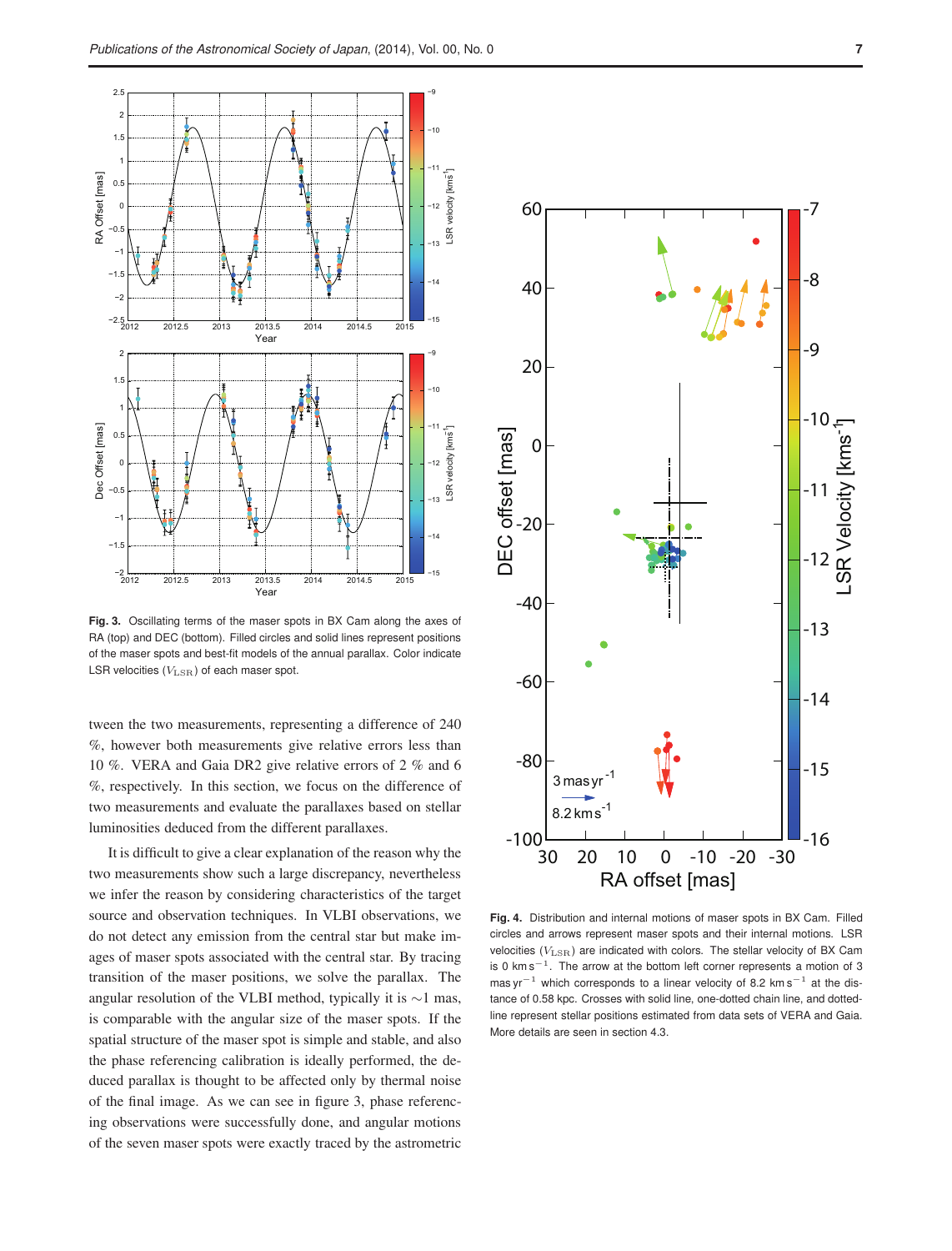**Fig. 3.** Oscillating terms of the maser spots in BX Cam along the axes of RA (top) and DEC (bottom). Filled circles and solid lines represent positions of the maser spots and best-fit models of the annual parallax. Color indicate LSR velocities ($V_{\rm LSR}$) of each maser spot.

tween the two measurements, representing a difference of 240 %, however both measurements give relative errors less than 10 %. VERA and Gaia DR2 give relative errors of 2 % and 6 %, respectively. In this section, we focus on the difference of two measurements and evaluate the parallaxes based on stellar luminosities deduced from the different parallaxes.

It is difficult to give a clear explanation of the reason why the two measurements show such a large discrepancy, nevertheless we infer the reason by considering characteristics of the target source and observation techniques. In VLBI observations, we do not detect any emission from the central star but make images of maser spots associated with the central star. By tracing transition of the maser positions, we solve the parallax. The angular resolution of the VLBI method, typically it is $\sim$1 mas, is comparable with the angular size of the maser spots. If the spatial structure of the maser spot is simple and stable, and also the phase referencing calibration is ideally performed, the deduced parallax is thought to be affected only by thermal noise of the final image. As we can see in figure 3, phase referencing observations were successfully done, and angular motions of the seven maser spots were exactly traced by the astrometric

**Fig. 4.** Distribution and internal motions of maser spots in BX Cam. Filled circles and arrows represent maser spots and their internal motions. LSR velocities ($V_{\rm LSR}$) are indicated with colors. The stellar velocity of BX Cam is 0 km s$^{-1}$. The arrow at the bottom left corner represents a motion of 3 mas yr$^{-1}$ which corresponds to a linear velocity of 8.2 km s$^{-1}$ at the distance of 0.58 kpc. Crosses with solid line, one-dotted chain line, and dotted-line represent stellar positions estimated from data sets of VERA and Gaia. More details are seen in section 4.3.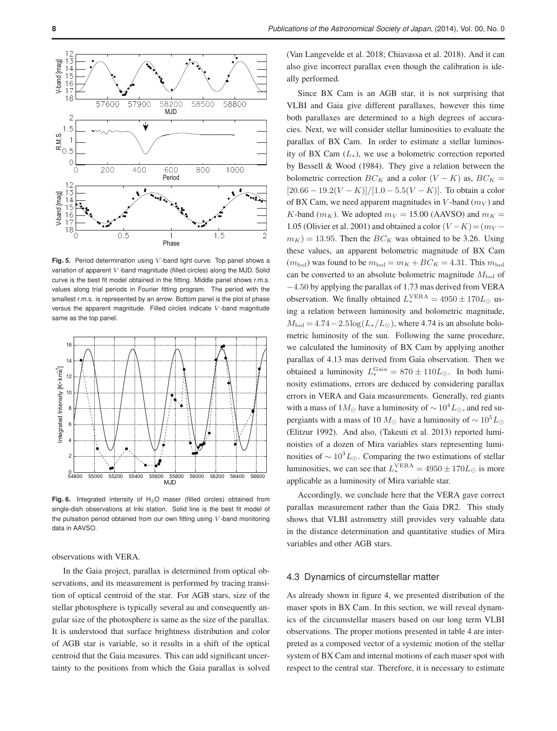**Fig. 5.** Period determination using $V$-band light curve. Top panel shows a variation of apparent $V$-band magnitude (filled circles) along the MJD. Solid curve is the best fit model obtained in the fitting. Middle panel shows r.m.s. values along trial periods in Fourier fitting program. The period with the smallest r.m.s. is represented by an arrow. Bottom panel is the plot of phase versus the apparent magnitude. Filled circles indicate $V$-band magnitude same as the top panel.

**Fig. 6.** Integrated intensity of $H_2O$ maser (filled circles) obtained from single-dish observations at Iriki station. Solid line is the best fit model of the pulsation period obtained from our own fitting using $V$-band monitoring data in AAVSO.

observations with VERA.

In the Gaia project, parallax is determined from optical observations, and its measurement is performed by tracing transition of optical centroid of the star. For AGB stars, size of the stellar photosphere is typically several au and consequently angular size of the photosphere is same as the size of the parallax. It is understood that surface brightness distribution and color of AGB star is variable, so it results in a shift of the optical centroid that the Gaia measures. This can add significant uncertainty to the positions from which the Gaia parallax is solved (Van Langevelde et al. 2018; Chiavassa et al. 2018). And it can also give incorrect parallax even though the calibration is ideally performed.

Since BX Cam is an AGB star, it is not surprising that VLBI and Gaia give different parallaxes, however this time both parallaxes are determined to a high degrees of accuracies. Next, we will consider stellar luminosities to evaluate the parallax of BX Cam. In order to estimate a stellar luminosity of BX Cam ($L_*$), we use a bolometric correction reported by Bessell & Wood (1984). They give a relation between the bolometric correction $BC_K$ and a color $(V-K)$ as, $BC_K = [20.66 - 19.2(V-K)]/[1.0 - 5.5(V-K)]$. To obtain a color of BX Cam, we need apparent magnitudes in $V$-band ($m_V$) and $K$-band ($m_K$). We adopted $m_V = 15.00$ (AAVSO) and $m_K = 1.05$ (Olivier et al. 2001) and obtained a color $(V-K) = (m_V - m_K) = 13.95$. Then the $BC_K$ was obtained to be 3.26. Using these values, an apparent bolometric magnitude of BX Cam ($m_{\rm bol}$) was found to be $m_{\rm bol} = m_K + BC_K = 4.31$. This $m_{\rm bol}$ can be converted to an absolute bolometric magnitude $M_{\rm bol}$ of $-4.50$ by applying the parallax of 1.73 mas derived from VERA observation. We finally obtained $L_*^{\rm VERA} = 4950 \pm 170 L_\odot$ using a relation between luminosity and bolometric magnitude, $M_{\rm bol} = 4.74 - 2.5\log(L_*/L_\odot)$, where 4.74 is an absolute bolometric luminosity of the sun. Following the same procedure, we calculated the luminosity of BX Cam by applying another parallax of 4.13 mas derived from Gaia observation. Then we obtained a luminosity $L_*^{\rm Gaia} = 870 \pm 110 L_\odot$. In both luminosity estimations, errors are deduced by considering parallax errors in VERA and Gaia measurements. Generally, red giants with a mass of $1 M_\odot$ have a luminosity of $\sim 10^4 L_\odot$, and red supergiants with a mass of 10 $M_\odot$ have a luminosity of $\sim 10^5 L_\odot$ (Elitzur 1992). And also, (Takeuti et al. 2013) reported luminoisties of a dozen of Mira variables stars representing luminosities of $\sim 10^3 L_\odot$. Comparing the two estimations of stellar luminosities, we can see that $L_*^{\rm VERA} = 4950 \pm 170 L_\odot$ is more applicable as a luminosity of Mira variable star.

Accordingly, we conclude here that the VERA gave correct parallax measurement rather than the Gaia DR2. This study shows that VLBI astrometry still provides very valuable data in the distance determination and quantitative studies of Mira variables and other AGB stars.

## 4.3 Dynamics of circumstellar matter

As already shown in figure 4, we presented distribution of the maser spots in BX Cam. In this section, we will reveal dynamics of the circumstellar masers based on our long term VLBI observations. The proper motions presented in table 4 are interpreted as a composed vector of a systemic motion of the stellar system of BX Cam and internal motions of each maser spot with respect to the central star. Therefore, it is necessary to estimate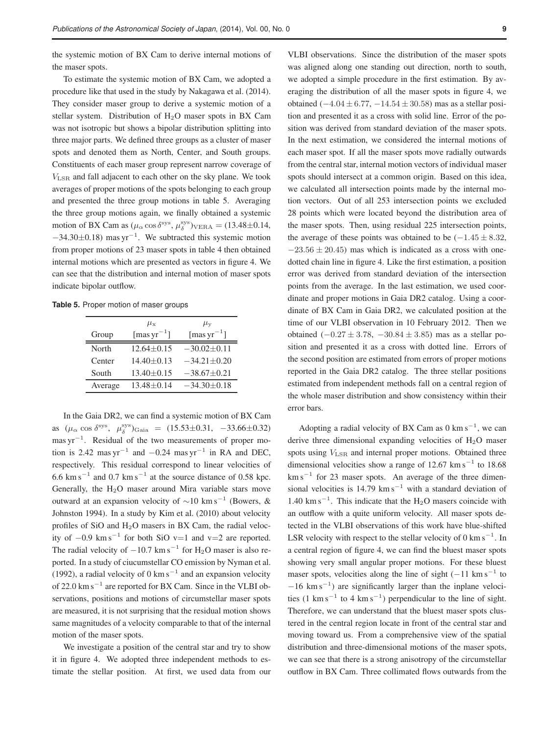the systemic motion of BX Cam to derive internal motions of the maser spots.

To estimate the systemic motion of BX Cam, we adopted a procedure like that used in the study by Nakagawa et al. (2014). They consider maser group to derive a systemic motion of a stellar system. Distribution of $H_2O$ maser spots in BX Cam was not isotropic but shows a bipolar distribution splitting into three major parts. We defined three groups as a cluster of maser spots and denoted them as North, Center, and South groups. Constituents of each maser group represent narrow coverage of $V_{\rm LSR}$ and fall adjacent to each other on the sky plane. We took averages of proper motions of the spots belonging to each group and presented the three group motions in table 5. Averaging the three group motions again, we finally obtained a systemic motion of BX Cam as $(\mu_\alpha \cos\delta^{\rm sys}, \mu_\delta^{\rm sys})_{\rm VERA} = (13.48\pm0.14, -34.30\pm0.18)$ mas yr$^{-1}$. We subtracted this systemic motion from proper motions of 23 maser spots in table 4 then obtained internal motions which are presented as vectors in figure 4. We can see that the distribution and internal motion of maser spots indicate bipolar outflow.

**Table 5.** Proper motion of maser groups

| Group | $\mu_{\rm x}$ [mas yr$^{-1}$] | $\mu_{\rm y}$ [mas yr$^{-1}$] |
|---|---|---|
| North | 12.64±0.15 | −30.02±0.11 |
| Center | 14.40±0.13 | −34.21±0.20 |
| South | 13.40±0.15 | −38.67±0.21 |
| Average | 13.48±0.14 | −34.30±0.18 |

In the Gaia DR2, we can find a systemic motion of BX Cam as $(\mu_\alpha \cos\delta^{\rm sys}, \mu_\delta^{\rm sys})_{\rm Gaia} = (15.53\pm0.31, -33.66\pm0.32)$ mas yr$^{-1}$. Residual of the two measurements of proper motion is 2.42 mas yr$^{-1}$ and −0.24 mas yr$^{-1}$ in RA and DEC, respectively. This residual correspond to linear velocities of 6.6 km s$^{-1}$ and 0.7 km s$^{-1}$ at the source distance of 0.58 kpc. Generally, the $H_2O$ maser around Mira variable stars move outward at an expansion velocity of $\sim$10 km s$^{-1}$ (Bowers, & Johnston 1994). In a study by Kim et al. (2010) about velocity profiles of SiO and $H_2O$ masers in BX Cam, the radial velocity of −0.9 km s$^{-1}$ for both SiO v=1 and v=2 are reported. The radial velocity of −10.7 km s$^{-1}$ for $H_2O$ maser is also reported. In a study of ciucumstellar CO emission by Nyman et al. (1992), a radial velocity of 0 km s$^{-1}$ and an expansion velocity of 22.0 km s$^{-1}$ are reported for BX Cam. Since in the VLBI observations, positions and motions of circumstellar maser spots are measured, it is not surprising that the residual motion shows same magnitudes of a velocity comparable to that of the internal motion of the maser spots.

We investigate a position of the central star and try to show it in figure 4. We adopted three independent methods to estimate the stellar position. At first, we used data from our VLBI observations. Since the distribution of the maser spots was aligned along one standing out direction, north to south, we adopted a simple procedure in the first estimation. By averaging the distribution of all the maser spots in figure 4, we obtained $(-4.04 \pm 6.77, -14.54 \pm 30.58)$ mas as a stellar position and presented it as a cross with solid line. Error of the position was derived from standard deviation of the maser spots. In the next estimation, we considered the internal motions of each maser spot. If all the maser spots move radially outwards from the central star, internal motion vectors of individual maser spots should intersect at a common origin. Based on this idea, we calculated all intersection points made by the internal motion vectors. Out of all 253 intersection points we excluded 28 points which were located beyond the distribution area of the maser spots. Then, using residual 225 intersection points, the average of these points was obtained to be $(-1.45 \pm 8.32, -23.56 \pm 20.45)$ mas which is indicated as a cross with one-dotted chain line in figure 4. Like the first estimation, a position error was derived from standard deviation of the intersection points from the average. In the last estimation, we used coordinate and proper motions in Gaia DR2 catalog. Using a coordinate of BX Cam in Gaia DR2, we calculated position at the time of our VLBI observation in 10 February 2012. Then we obtained $(-0.27 \pm 3.78, -30.84 \pm 3.85)$ mas as a stellar position and presented it as a cross with dotted line. Errors of the second position are estimated from errors of proper motions reported in the Gaia DR2 catalog. The three stellar positions estimated from independent methods fall on a central region of the whole maser distribution and show consistency within their error bars.

Adopting a radial velocity of BX Cam as 0 km s$^{-1}$, we can derive three dimensional expanding velocities of $H_2O$ maser spots using $V_{\rm LSR}$ and internal proper motions. Obtained three dimensional velocities show a range of 12.67 km s$^{-1}$ to 18.68 km s$^{-1}$ for 23 maser spots. An average of the three dimensional velocities is 14.79 km s$^{-1}$ with a standard deviation of 1.40 km s$^{-1}$. This indicate that the $H_2O$ masers coincide with an outflow with a quite uniform velocity. All maser spots detected in the VLBI observations of this work have blue-shifted LSR velocity with respect to the stellar velocity of 0 km s$^{-1}$. In a central region of figure 4, we can find the bluest maser spots showing very small angular proper motions. For these bluest maser spots, velocities along the line of sight (−11 km s$^{-1}$ to −16 km s$^{-1}$) are significantly larger than the inplane velocities (1 km s$^{-1}$ to 4 km s$^{-1}$) perpendicular to the line of sight. Therefore, we can understand that the bluest maser spots clustered in the central region locate in front of the central star and moving toward us. From a comprehensive view of the spatial distribution and three-dimensional motions of the maser spots, we can see that there is a strong anisotropy of the circumstellar outflow in BX Cam. Three collimated flows outwards from the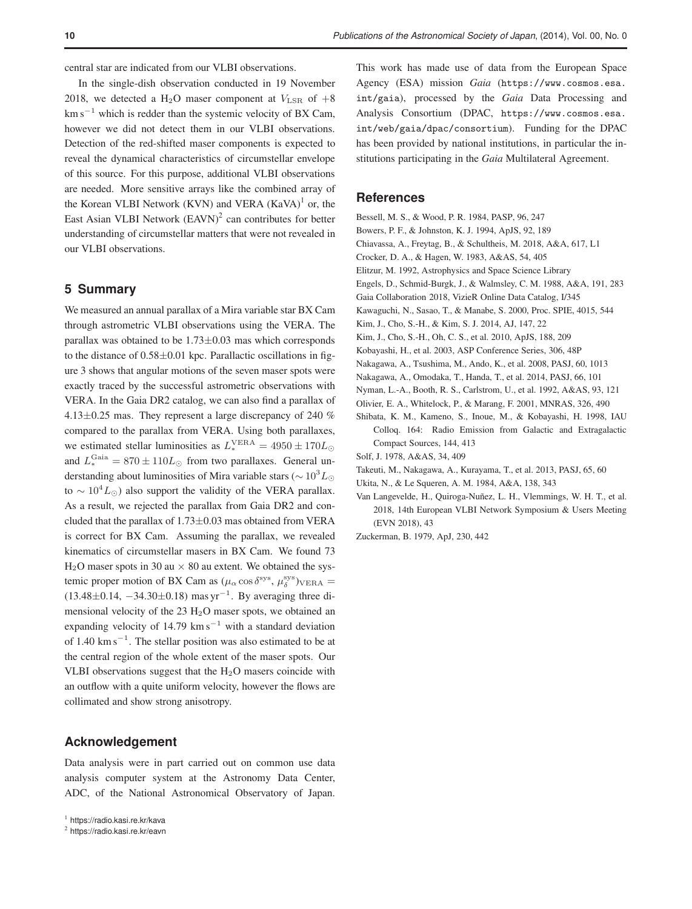central star are indicated from our VLBI observations.

In the single-dish observation conducted in 19 November 2018, we detected a $H_2O$ maser component at $V_{\rm LSR}$ of +8 km s$^{-1}$ which is redder than the systemic velocity of BX Cam, however we did not detect them in our VLBI observations. Detection of the red-shifted maser components is expected to reveal the dynamical characteristics of circumstellar envelope of this source. For this purpose, additional VLBI observations are needed. More sensitive arrays like the combined array of the Korean VLBI Network (KVN) and VERA (KaVA)[1] or, the East Asian VLBI Network (EAVN)[2] can contributes for better understanding of circumstellar matters that were not revealed in our VLBI observations.

## 5 Summary

We measured an annual parallax of a Mira variable star BX Cam through astrometric VLBI observations using the VERA. The parallax was obtained to be 1.73±0.03 mas which corresponds to the distance of 0.58±0.01 kpc. Parallactic oscillations in figure 3 shows that angular motions of the seven maser spots were exactly traced by the successful astrometric observations with VERA. In the Gaia DR2 catalog, we can also find a parallax of 4.13±0.25 mas. They represent a large discrepancy of 240 % compared to the parallax from VERA. Using both parallaxes, we estimated stellar luminosities as $L_*^{\rm VERA} = 4950 \pm 170 L_\odot$ and $L_*^{\rm Gaia} = 870 \pm 110 L_\odot$ from two parallaxes. General understanding about luminosities of Mira variable stars ($\sim 10^3 L_\odot$ to $\sim 10^4 L_\odot$) also support the validity of the VERA parallax. As a result, we rejected the parallax from Gaia DR2 and concluded that the parallax of 1.73±0.03 mas obtained from VERA is correct for BX Cam. Assuming the parallax, we revealed kinematics of circumstellar masers in BX Cam. We found 73 $H_2O$ maser spots in 30 au × 80 au extent. We obtained the systemic proper motion of BX Cam as $(\mu_\alpha \cos\delta^{\rm sys}, \mu_\delta^{\rm sys})_{\rm VERA} =$ (13.48±0.14, −34.30±0.18) mas yr$^{-1}$. By averaging three dimensional velocity of the 23 $H_2O$ maser spots, we obtained an expanding velocity of 14.79 km s$^{-1}$ with a standard deviation of 1.40 km s$^{-1}$. The stellar position was also estimated to be at the central region of the whole extent of the maser spots. Our VLBI observations suggest that the $H_2O$ masers coincide with an outflow with a quite uniform velocity, however the flows are collimated and show strong anisotropy.

## Acknowledgement

Data analysis were in part carried out on common use data analysis computer system at the Astronomy Data Center, ADC, of the National Astronomical Observatory of Japan. This work has made use of data from the European Space Agency (ESA) mission *Gaia* (https://www.cosmos.esa.int/gaia), processed by the *Gaia* Data Processing and Analysis Consortium (DPAC, https://www.cosmos.esa.int/web/gaia/dpac/consortium). Funding for the DPAC has been provided by national institutions, in particular the institutions participating in the *Gaia* Multilateral Agreement.

[1] https://radio.kasi.re.kr/kava

[2] https://radio.kasi.re.kr/eavn

## References

Bessell, M. S., & Wood, P. R. 1984, PASP, 96, 247

Bowers, P. F., & Johnston, K. J. 1994, ApJS, 92, 189

Chiavassa, A., Freytag, B., & Schultheis, M. 2018, A&A, 617, L1

Crocker, D. A., & Hagen, W. 1983, A&AS, 54, 405

Elitzur, M. 1992, Astrophysics and Space Science Library

Engels, D., Schmid-Burgk, J., & Walmsley, C. M. 1988, A&A, 191, 283

Gaia Collaboration 2018, VizieR Online Data Catalog, I/345

Kawaguchi, N., Sasao, T., & Manabe, S. 2000, Proc. SPIE, 4015, 544

Kim, J., Cho, S.-H., & Kim, S. J. 2014, AJ, 147, 22

Kim, J., Cho, S.-H., Oh, C. S., et al. 2010, ApJS, 188, 209

Kobayashi, H., et al. 2003, ASP Conference Series, 306, 48P

Nakagawa, A., Tsushima, M., Ando, K., et al. 2008, PASJ, 60, 1013

Nakagawa, A., Omodaka, T., Handa, T., et al. 2014, PASJ, 66, 101

Nyman, L.-A., Booth, R. S., Carlstrom, U., et al. 1992, A&AS, 93, 121

Olivier, E. A., Whitelock, P., & Marang, F. 2001, MNRAS, 326, 490

Shibata, K. M., Kameno, S., Inoue, M., & Kobayashi, H. 1998, IAU Colloq. 164: Radio Emission from Galactic and Extragalactic Compact Sources, 144, 413

Solf, J. 1978, A&AS, 34, 409

Takeuti, M., Nakagawa, A., Kurayama, T., et al. 2013, PASJ, 65, 60

Ukita, N., & Le Squeren, A. M. 1984, A&A, 138, 343

Van Langevelde, H., Quiroga-Nuñez, L. H., Vlemmings, W. H. T., et al. 2018, 14th European VLBI Network Symposium & Users Meeting (EVN 2018), 43

Zuckerman, B. 1979, ApJ, 230, 442